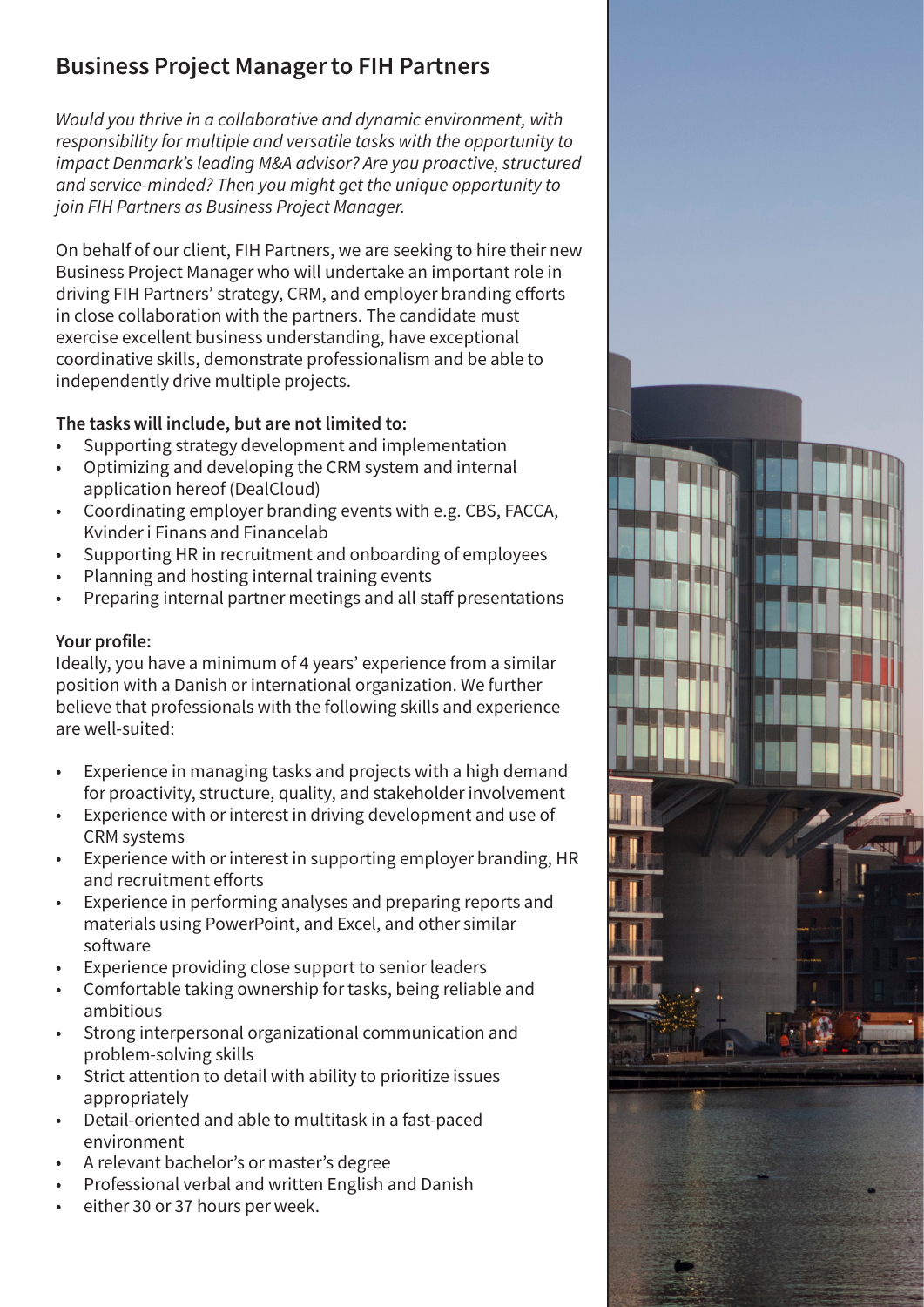# Business Project Manager to FIH Partners

*Would you thrive in a collaborative and dynamic environment, with responsibility for multiple and versatile tasks with the opportunity to impact Denmark's leading M&A advisor? Are you proactive, structured and service-minded? Then you might get the unique opportunity to join FIH Partners as Business Project Manager.*

On behalf of our client, FIH Partners, we are seeking to hire their new Business Project Manager who will undertake an important role in driving FIH Partners' strategy, CRM, and employer branding efforts in close collaboration with the partners. The candidate must exercise excellent business understanding, have exceptional coordinative skills, demonstrate professionalism and be able to independently drive multiple projects.

**The tasks will include, but are not limited to:**

- Supporting strategy development and implementation
- Optimizing and developing the CRM system and internal application hereof (DealCloud)
- Coordinating employer branding events with e.g. CBS, FACCA, Kvinder i Finans and Financelab
- Supporting HR in recruitment and onboarding of employees
- Planning and hosting internal training events
- Preparing internal partner meetings and all staff presentations

**Your profile:**

Ideally, you have a minimum of 4 years' experience from a similar position with a Danish or international organization. We further believe that professionals with the following skills and experience are well-suited:

- Experience in managing tasks and projects with a high demand for proactivity, structure, quality, and stakeholder involvement
- Experience with or interest in driving development and use of CRM systems
- Experience with or interest in supporting employer branding, HR and recruitment efforts
- Experience in performing analyses and preparing reports and materials using PowerPoint, and Excel, and other similar software
- Experience providing close support to senior leaders
- Comfortable taking ownership for tasks, being reliable and ambitious
- Strong interpersonal organizational communication and problem-solving skills
- Strict attention to detail with ability to prioritize issues appropriately
- Detail-oriented and able to multitask in a fast-paced environment
- A relevant bachelor's or master's degree
- Professional verbal and written English and Danish
- either 30 or 37 hours per week.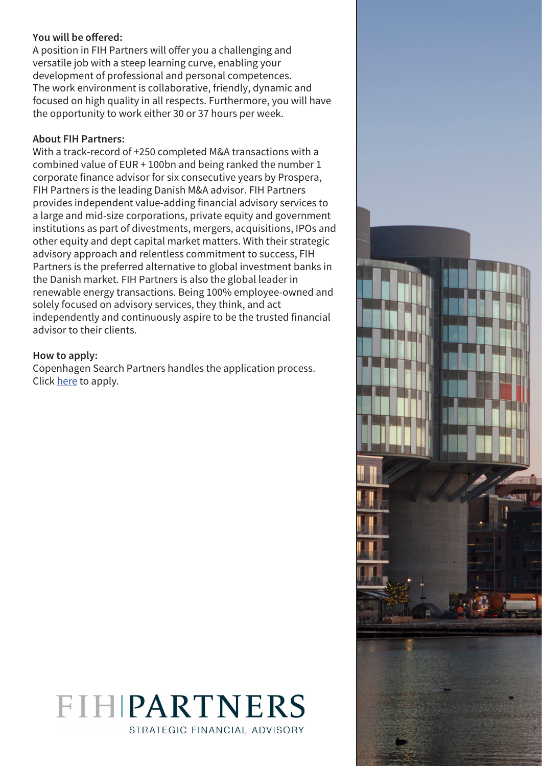**You will be offered:**
A position in FIH Partners will offer you a challenging and versatile job with a steep learning curve, enabling your development of professional and personal competences.
The work environment is collaborative, friendly, dynamic and focused on high quality in all respects. Furthermore, you will have the opportunity to work either 30 or 37 hours per week.

**About FIH Partners:**
With a track-record of +250 completed M&A transactions with a combined value of EUR + 100bn and being ranked the number 1 corporate finance advisor for six consecutive years by Prospera, FIH Partners is the leading Danish M&A advisor. FIH Partners provides independent value-adding financial advisory services to a large and mid-size corporations, private equity and government institutions as part of divestments, mergers, acquisitions, IPOs and other equity and dept capital market matters. With their strategic advisory approach and relentless commitment to success, FIH Partners is the preferred alternative to global investment banks in the Danish market. FIH Partners is also the global leader in renewable energy transactions. Being 100% employee-owned and solely focused on advisory services, they think, and act independently and continuously aspire to be the trusted financial advisor to their clients.

**How to apply:**
Copenhagen Search Partners handles the application process.
Click here to apply.

FIH|PARTNERS
STRATEGIC FINANCIAL ADVISORY